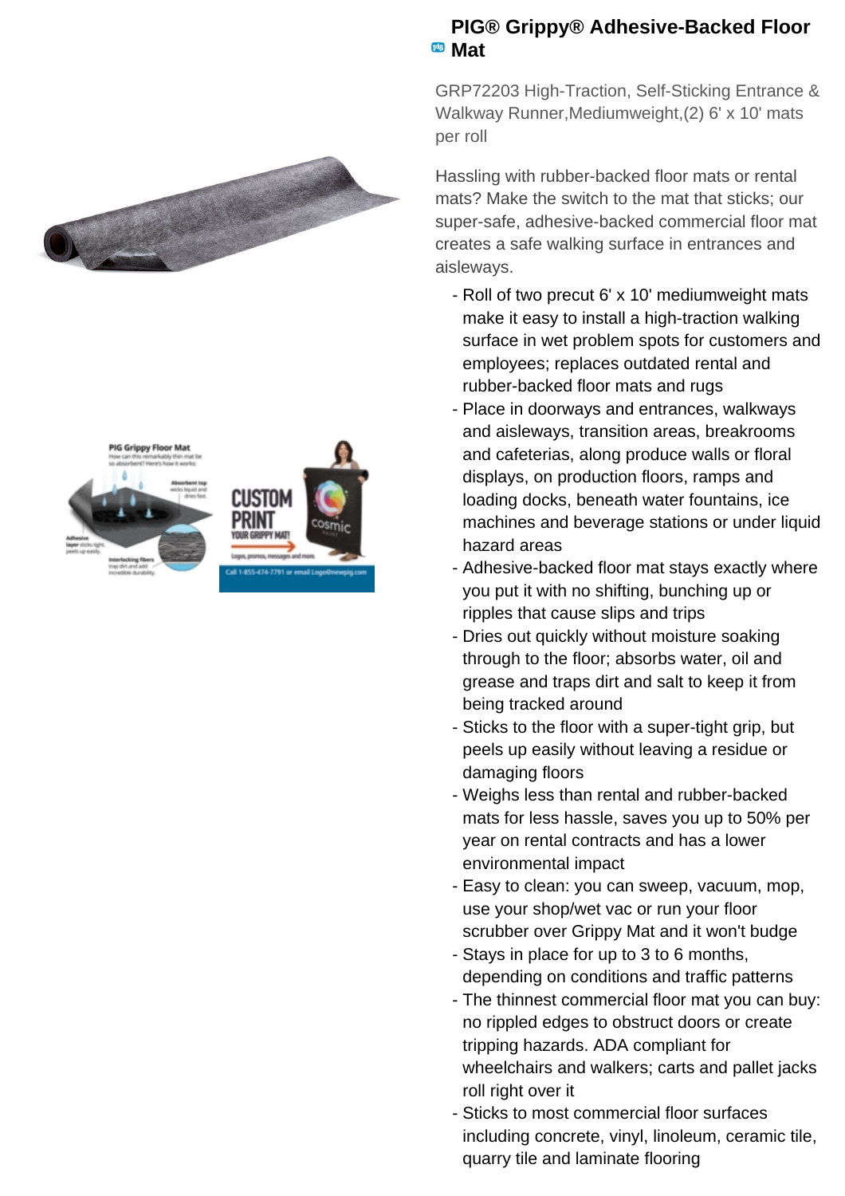# PIG® Grippy® Adhesive-Backed Floor Mat

GRP72203 High-Traction, Self-Sticking Entrance & Walkway Runner,Mediumweight,(2) 6' x 10' mats per roll

Hassling with rubber-backed floor mats or rental mats? Make the switch to the mat that sticks; our super-safe, adhesive-backed commercial floor mat creates a safe walking surface in entrances and aisleways.

- Roll of two precut 6' x 10' mediumweight mats make it easy to install a high-traction walking surface in wet problem spots for customers and employees; replaces outdated rental and rubber-backed floor mats and rugs
- Place in doorways and entrances, walkways and aisleways, transition areas, breakrooms and cafeterias, along produce walls or floral displays, on production floors, ramps and loading docks, beneath water fountains, ice machines and beverage stations or under liquid hazard areas
- Adhesive-backed floor mat stays exactly where you put it with no shifting, bunching up or ripples that cause slips and trips
- Dries out quickly without moisture soaking through to the floor; absorbs water, oil and grease and traps dirt and salt to keep it from being tracked around
- Sticks to the floor with a super-tight grip, but peels up easily without leaving a residue or damaging floors
- Weighs less than rental and rubber-backed mats for less hassle, saves you up to 50% per year on rental contracts and has a lower environmental impact
- Easy to clean: you can sweep, vacuum, mop, use your shop/wet vac or run your floor scrubber over Grippy Mat and it won't budge
- Stays in place for up to 3 to 6 months, depending on conditions and traffic patterns
- The thinnest commercial floor mat you can buy: no rippled edges to obstruct doors or create tripping hazards. ADA compliant for wheelchairs and walkers; carts and pallet jacks roll right over it
- Sticks to most commercial floor surfaces including concrete, vinyl, linoleum, ceramic tile, quarry tile and laminate flooring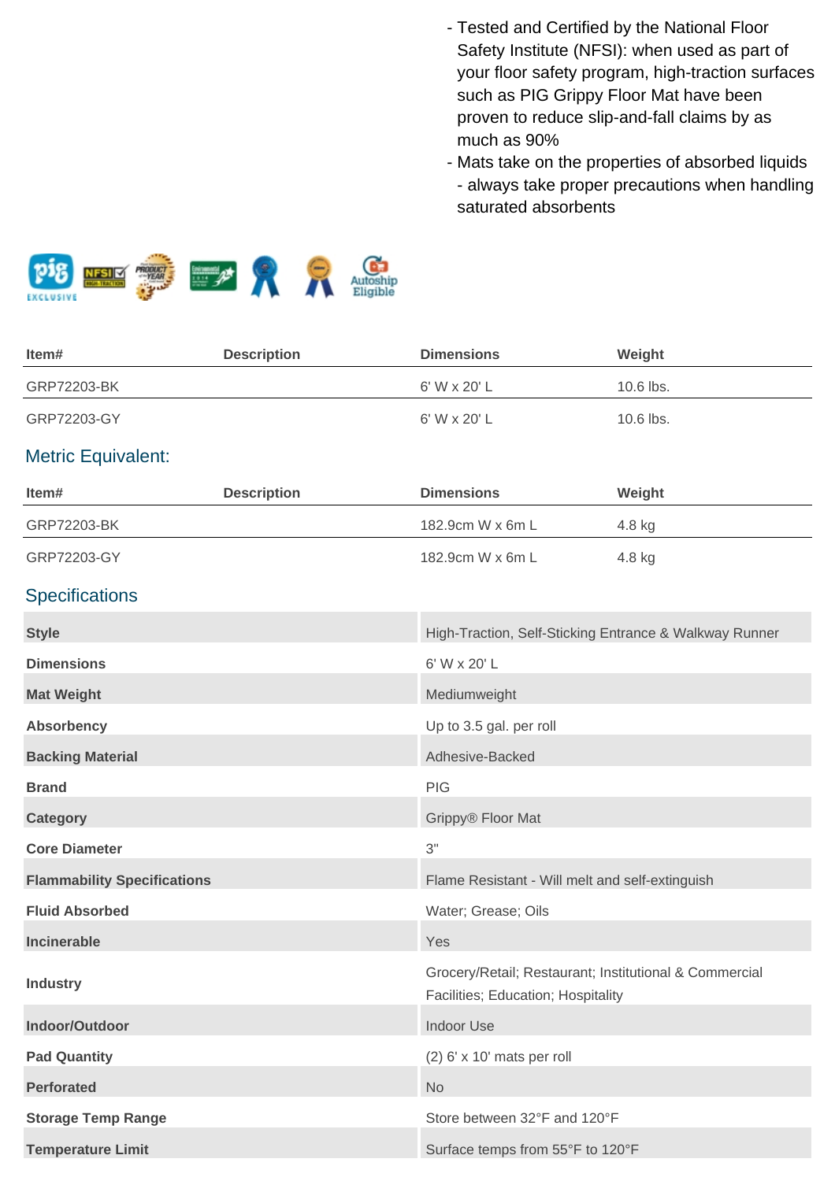- Tested and Certified by the National Floor Safety Institute (NFSI): when used as part of your floor safety program, high-traction surfaces such as PIG Grippy Floor Mat have been proven to reduce slip-and-fall claims by as much as 90%
- Mats take on the properties of absorbed liquids - always take proper precautions when handling saturated absorbents

| Item# | Description | Dimensions | Weight |
|---|---|---|---|
| GRP72203-BK | | 6' W x 20' L | 10.6 lbs. |
| GRP72203-GY | | 6' W x 20' L | 10.6 lbs. |

## Metric Equivalent:

| Item# | Description | Dimensions | Weight |
|---|---|---|---|
| GRP72203-BK | | 182.9cm W x 6m L | 4.8 kg |
| GRP72203-GY | | 182.9cm W x 6m L | 4.8 kg |

## Specifications

| | |
|---|---|
| **Style** | High-Traction, Self-Sticking Entrance & Walkway Runner |
| **Dimensions** | 6' W x 20' L |
| **Mat Weight** | Mediumweight |
| **Absorbency** | Up to 3.5 gal. per roll |
| **Backing Material** | Adhesive-Backed |
| **Brand** | PIG |
| **Category** | Grippy® Floor Mat |
| **Core Diameter** | 3" |
| **Flammability Specifications** | Flame Resistant - Will melt and self-extinguish |
| **Fluid Absorbed** | Water; Grease; Oils |
| **Incinerable** | Yes |
| **Industry** | Grocery/Retail; Restaurant; Institutional & Commercial Facilities; Education; Hospitality |
| **Indoor/Outdoor** | Indoor Use |
| **Pad Quantity** | (2) 6' x 10' mats per roll |
| **Perforated** | No |
| **Storage Temp Range** | Store between 32°F and 120°F |
| **Temperature Limit** | Surface temps from 55°F to 120°F |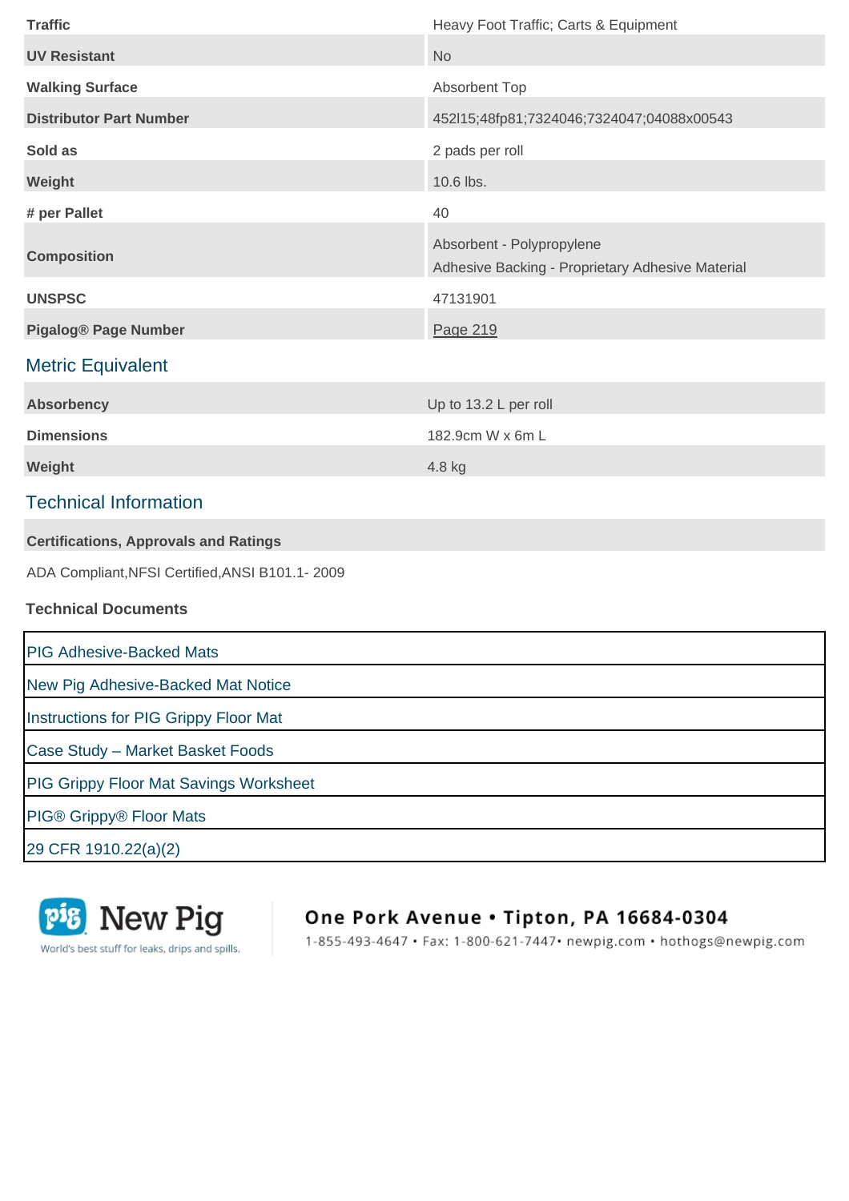| | |
|---|---|
| **Traffic** | Heavy Foot Traffic; Carts & Equipment |
| **UV Resistant** | No |
| **Walking Surface** | Absorbent Top |
| **Distributor Part Number** | 452I15;48fp81;7324046;7324047;04088x00543 |
| **Sold as** | 2 pads per roll |
| **Weight** | 10.6 lbs. |
| **# per Pallet** | 40 |
| **Composition** | Absorbent - Polypropylene<br>Adhesive Backing - Proprietary Adhesive Material |
| **UNSPSC** | 47131901 |
| **Pigalog® Page Number** | Page 219 |

## Metric Equivalent

| | |
|---|---|
| **Absorbency** | Up to 13.2 L per roll |
| **Dimensions** | 182.9cm W x 6m L |
| **Weight** | 4.8 kg |

## Technical Information

**Certifications, Approvals and Ratings**

ADA Compliant,NFSI Certified,ANSI B101.1- 2009

**Technical Documents**

- PIG Adhesive-Backed Mats
- New Pig Adhesive-Backed Mat Notice
- Instructions for PIG Grippy Floor Mat
- Case Study – Market Basket Foods
- PIG Grippy Floor Mat Savings Worksheet
- PIG® Grippy® Floor Mats
- 29 CFR 1910.22(a)(2)

New Pig
World's best stuff for leaks, drips and spills.

One Pork Avenue • Tipton, PA 16684-0304
1-855-493-4647 • Fax: 1-800-621-7447• newpig.com • hothogs@newpig.com